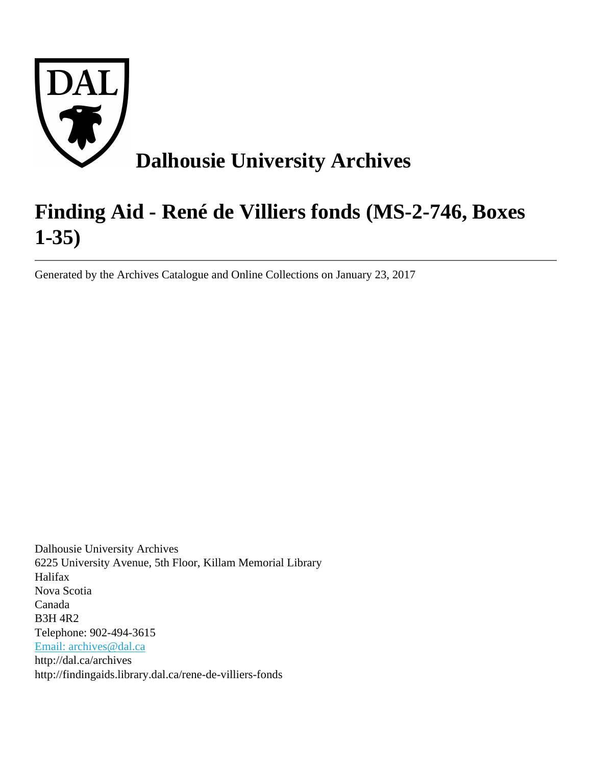DAL

# Dalhousie University Archives

# Finding Aid - René de Villiers fonds (MS-2-746, Boxes 1-35)

---

Generated by the Archives Catalogue and Online Collections on January 23, 2017

Dalhousie University Archives
6225 University Avenue, 5th Floor, Killam Memorial Library
Halifax
Nova Scotia
Canada
B3H 4R2
Telephone: 902-494-3615
Email: archives@dal.ca
http://dal.ca/archives
http://findingaids.library.dal.ca/rene-de-villiers-fonds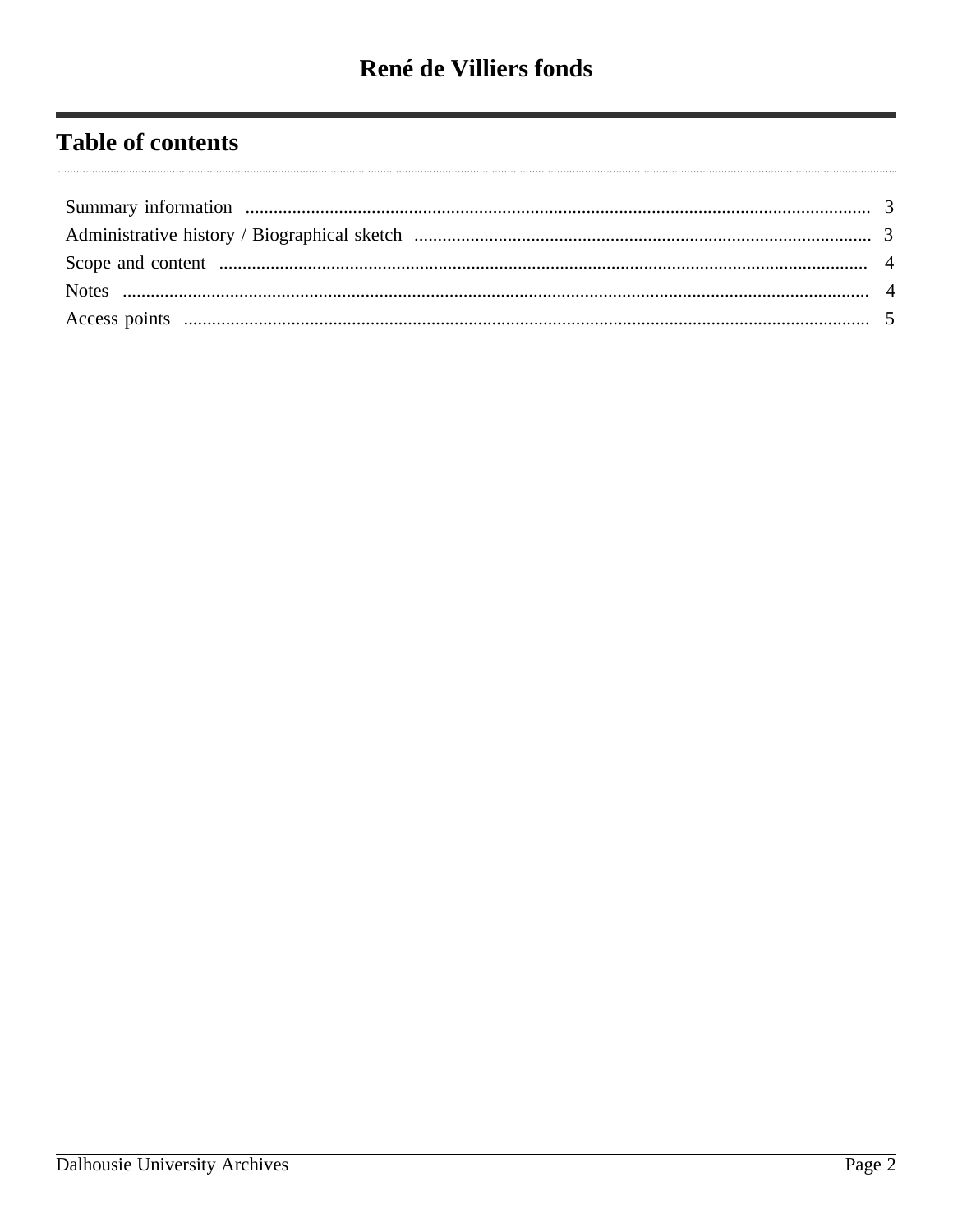# René de Villiers fonds

## Table of contents

- Summary information ..................................................................... 3
- Administrative history / Biographical sketch ........................................... 3
- Scope and content ....................................................................... 4
- Notes ................................................................................... 4
- Access points ........................................................................... 5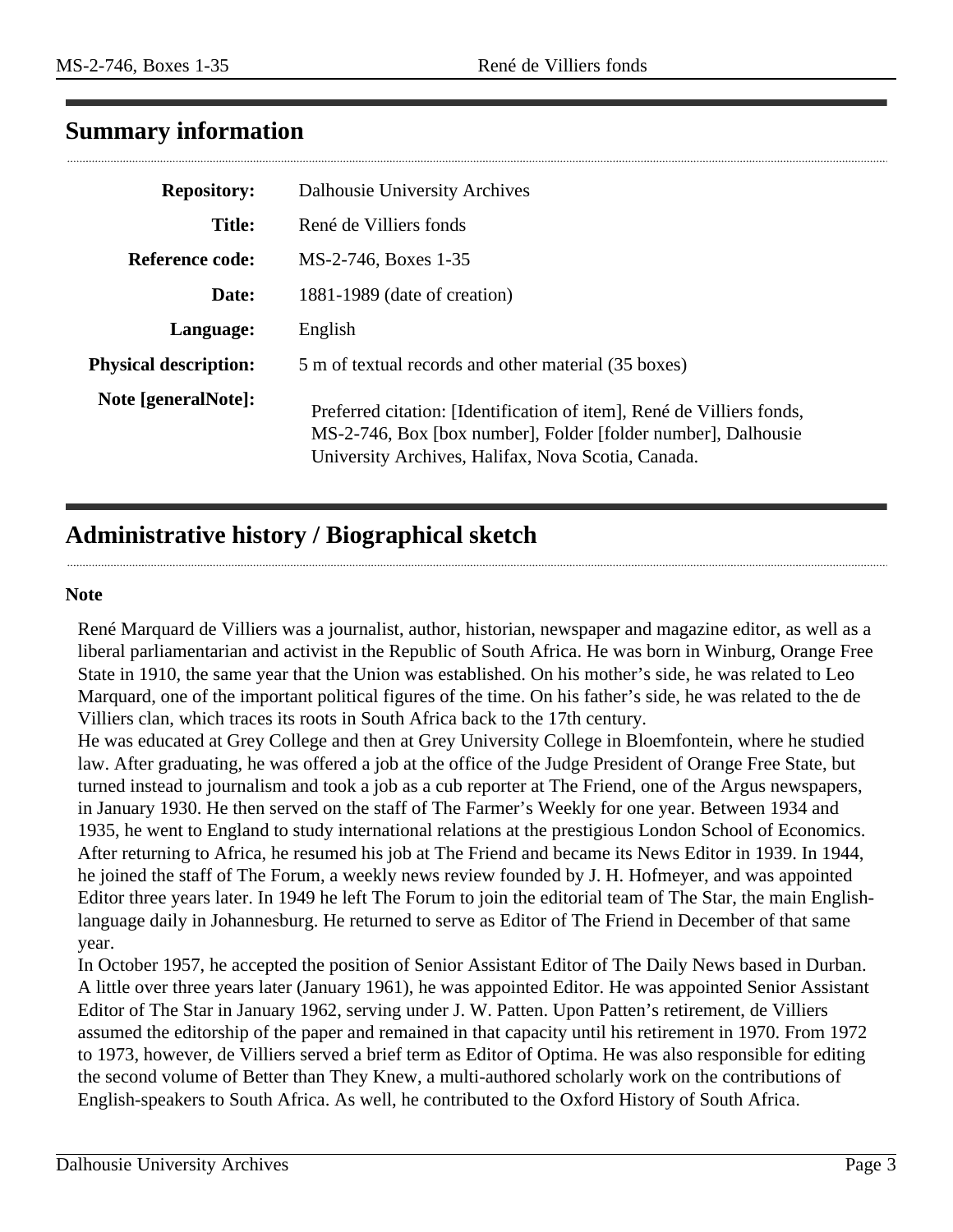## Summary information

| | |
|---|---|
| **Repository:** | Dalhousie University Archives |
| **Title:** | René de Villiers fonds |
| **Reference code:** | MS-2-746, Boxes 1-35 |
| **Date:** | 1881-1989 (date of creation) |
| **Language:** | English |
| **Physical description:** | 5 m of textual records and other material (35 boxes) |
| **Note [generalNote]:** | Preferred citation: [Identification of item], René de Villiers fonds, MS-2-746, Box [box number], Folder [folder number], Dalhousie University Archives, Halifax, Nova Scotia, Canada. |

## Administrative history / Biographical sketch

**Note**

René Marquard de Villiers was a journalist, author, historian, newspaper and magazine editor, as well as a liberal parliamentarian and activist in the Republic of South Africa. He was born in Winburg, Orange Free State in 1910, the same year that the Union was established. On his mother's side, he was related to Leo Marquard, one of the important political figures of the time. On his father's side, he was related to the de Villiers clan, which traces its roots in South Africa back to the 17th century.

He was educated at Grey College and then at Grey University College in Bloemfontein, where he studied law. After graduating, he was offered a job at the office of the Judge President of Orange Free State, but turned instead to journalism and took a job as a cub reporter at The Friend, one of the Argus newspapers, in January 1930. He then served on the staff of The Farmer's Weekly for one year. Between 1934 and 1935, he went to England to study international relations at the prestigious London School of Economics. After returning to Africa, he resumed his job at The Friend and became its News Editor in 1939. In 1944, he joined the staff of The Forum, a weekly news review founded by J. H. Hofmeyer, and was appointed Editor three years later. In 1949 he left The Forum to join the editorial team of The Star, the main English-language daily in Johannesburg. He returned to serve as Editor of The Friend in December of that same year.

In October 1957, he accepted the position of Senior Assistant Editor of The Daily News based in Durban. A little over three years later (January 1961), he was appointed Editor. He was appointed Senior Assistant Editor of The Star in January 1962, serving under J. W. Patten. Upon Patten's retirement, de Villiers assumed the editorship of the paper and remained in that capacity until his retirement in 1970. From 1972 to 1973, however, de Villiers served a brief term as Editor of Optima. He was also responsible for editing the second volume of Better than They Knew, a multi-authored scholarly work on the contributions of English-speakers to South Africa. As well, he contributed to the Oxford History of South Africa.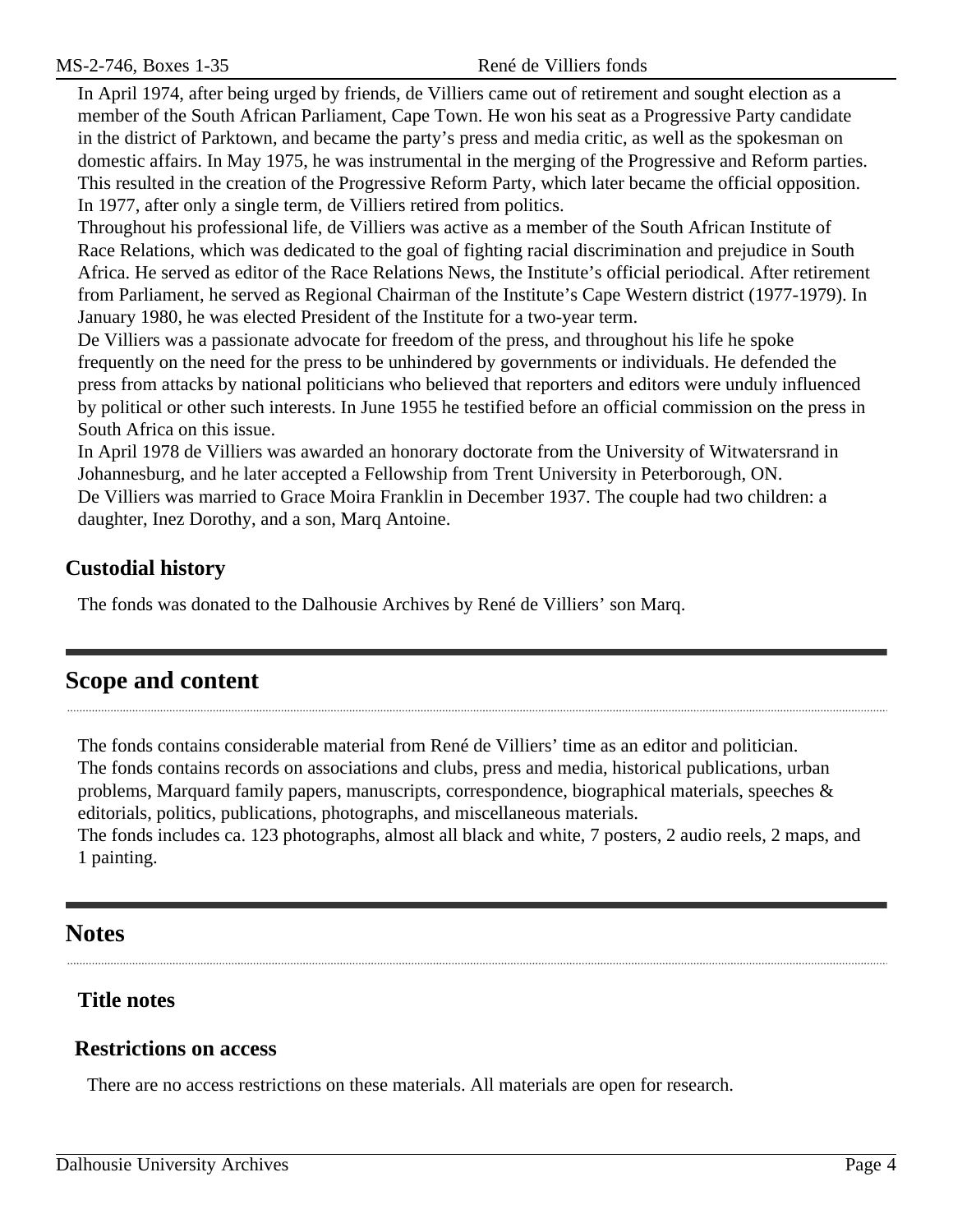In April 1974, after being urged by friends, de Villiers came out of retirement and sought election as a member of the South African Parliament, Cape Town. He won his seat as a Progressive Party candidate in the district of Parktown, and became the party's press and media critic, as well as the spokesman on domestic affairs. In May 1975, he was instrumental in the merging of the Progressive and Reform parties. This resulted in the creation of the Progressive Reform Party, which later became the official opposition. In 1977, after only a single term, de Villiers retired from politics.

Throughout his professional life, de Villiers was active as a member of the South African Institute of Race Relations, which was dedicated to the goal of fighting racial discrimination and prejudice in South Africa. He served as editor of the Race Relations News, the Institute's official periodical. After retirement from Parliament, he served as Regional Chairman of the Institute's Cape Western district (1977-1979). In January 1980, he was elected President of the Institute for a two-year term.

De Villiers was a passionate advocate for freedom of the press, and throughout his life he spoke frequently on the need for the press to be unhindered by governments or individuals. He defended the press from attacks by national politicians who believed that reporters and editors were unduly influenced by political or other such interests. In June 1955 he testified before an official commission on the press in South Africa on this issue.

In April 1978 de Villiers was awarded an honorary doctorate from the University of Witwatersrand in Johannesburg, and he later accepted a Fellowship from Trent University in Peterborough, ON.

De Villiers was married to Grace Moira Franklin in December 1937. The couple had two children: a daughter, Inez Dorothy, and a son, Marq Antoine.

### Custodial history

The fonds was donated to the Dalhousie Archives by René de Villiers' son Marq.

## Scope and content

The fonds contains considerable material from René de Villiers' time as an editor and politician.

The fonds contains records on associations and clubs, press and media, historical publications, urban problems, Marquard family papers, manuscripts, correspondence, biographical materials, speeches & editorials, politics, publications, photographs, and miscellaneous materials.

The fonds includes ca. 123 photographs, almost all black and white, 7 posters, 2 audio reels, 2 maps, and 1 painting.

## Notes

### Title notes

### Restrictions on access

There are no access restrictions on these materials. All materials are open for research.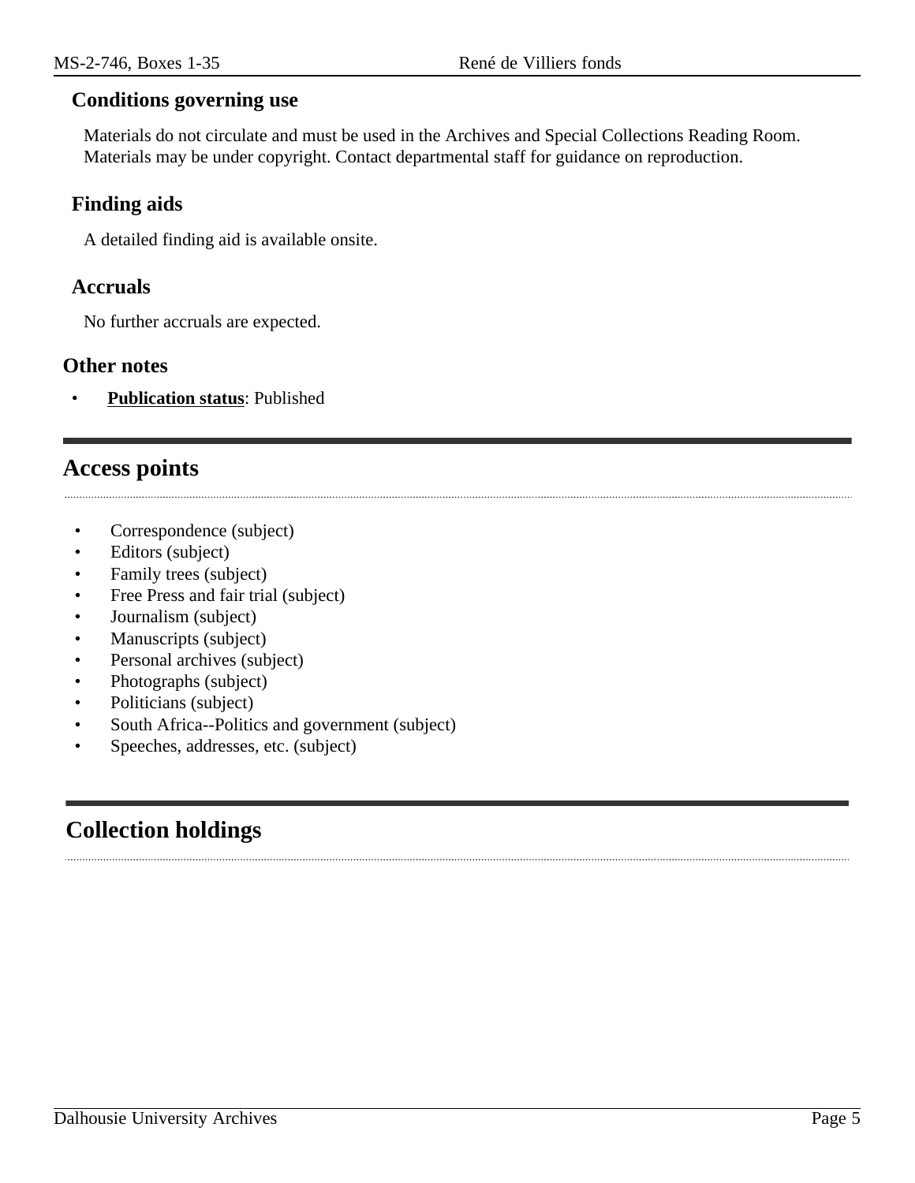### Conditions governing use

Materials do not circulate and must be used in the Archives and Special Collections Reading Room. Materials may be under copyright. Contact departmental staff for guidance on reproduction.

### Finding aids

A detailed finding aid is available onsite.

### Accruals

No further accruals are expected.

### Other notes

- **Publication status**: Published

## Access points

- Correspondence (subject)
- Editors (subject)
- Family trees (subject)
- Free Press and fair trial (subject)
- Journalism (subject)
- Manuscripts (subject)
- Personal archives (subject)
- Photographs (subject)
- Politicians (subject)
- South Africa--Politics and government (subject)
- Speeches, addresses, etc. (subject)

## Collection holdings